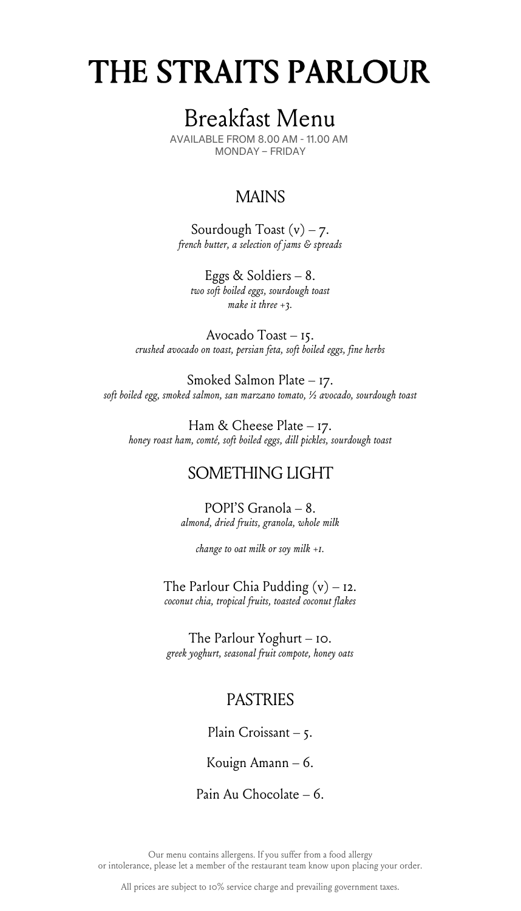# THE STRAITS PARLOUR

## Breakfast Menu

AVAILABLE FROM 8.00 AM - 11.00 AM
MONDAY – FRIDAY

### MAINS

Sourdough Toast (v) – 7.
*french butter, a selection of jams & spreads*

Eggs & Soldiers – 8.
*two soft boiled eggs, sourdough toast*
*make it three +3.*

Avocado Toast – 15.
*crushed avocado on toast, persian feta, soft boiled eggs, fine herbs*

Smoked Salmon Plate – 17.
*soft boiled egg, smoked salmon, san marzano tomato, ½ avocado, sourdough toast*

Ham & Cheese Plate – 17.
*honey roast ham, comté, soft boiled eggs, dill pickles, sourdough toast*

### SOMETHING LIGHT

POPI'S Granola – 8.
*almond, dried fruits, granola, whole milk*

*change to oat milk or soy milk +1.*

The Parlour Chia Pudding (v) – 12.
*coconut chia, tropical fruits, toasted coconut flakes*

The Parlour Yoghurt – 10.
*greek yoghurt, seasonal fruit compote, honey oats*

### PASTRIES

Plain Croissant – 5.

Kouign Amann – 6.

Pain Au Chocolate – 6.

Our menu contains allergens. If you suffer from a food allergy or intolerance, please let a member of the restaurant team know upon placing your order.

All prices are subject to 10% service charge and prevailing government taxes.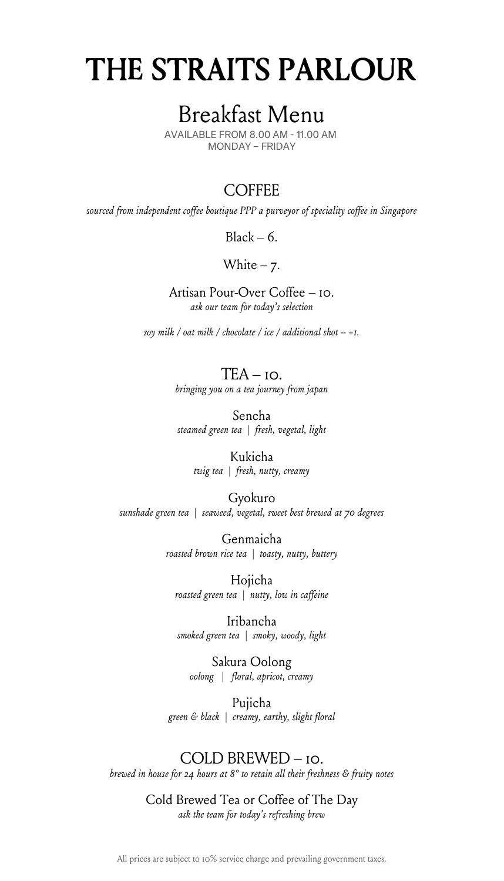# THE STRAITS PARLOUR

## Breakfast Menu

AVAILABLE FROM 8.00 AM - 11.00 AM
MONDAY – FRIDAY

### COFFEE

*sourced from independent coffee boutique PPP a purveyor of speciality coffee in Singapore*

Black – 6.

White – 7.

Artisan Pour-Over Coffee – 10.
*ask our team for today's selection*

*soy milk / oat milk / chocolate / ice / additional shot -- +1.*

### TEA – 10.

*bringing you on a tea journey from japan*

Sencha
*steamed green tea | fresh, vegetal, light*

Kukicha
*twig tea | fresh, nutty, creamy*

Gyokuro
*sunshade green tea | seaweed, vegetal, sweet best brewed at 70 degrees*

Genmaicha
*roasted brown rice tea | toasty, nutty, buttery*

Hojicha
*roasted green tea | nutty, low in caffeine*

Iribancha
*smoked green tea | smoky, woody, light*

Sakura Oolong
*oolong | floral, apricot, creamy*

Pujicha
*green & black | creamy, earthy, slight floral*

### COLD BREWED – 10.

*brewed in house for 24 hours at 8° to retain all their freshness & fruity notes*

Cold Brewed Tea or Coffee of The Day
*ask the team for today's refreshing brew*

All prices are subject to 10% service charge and prevailing government taxes.